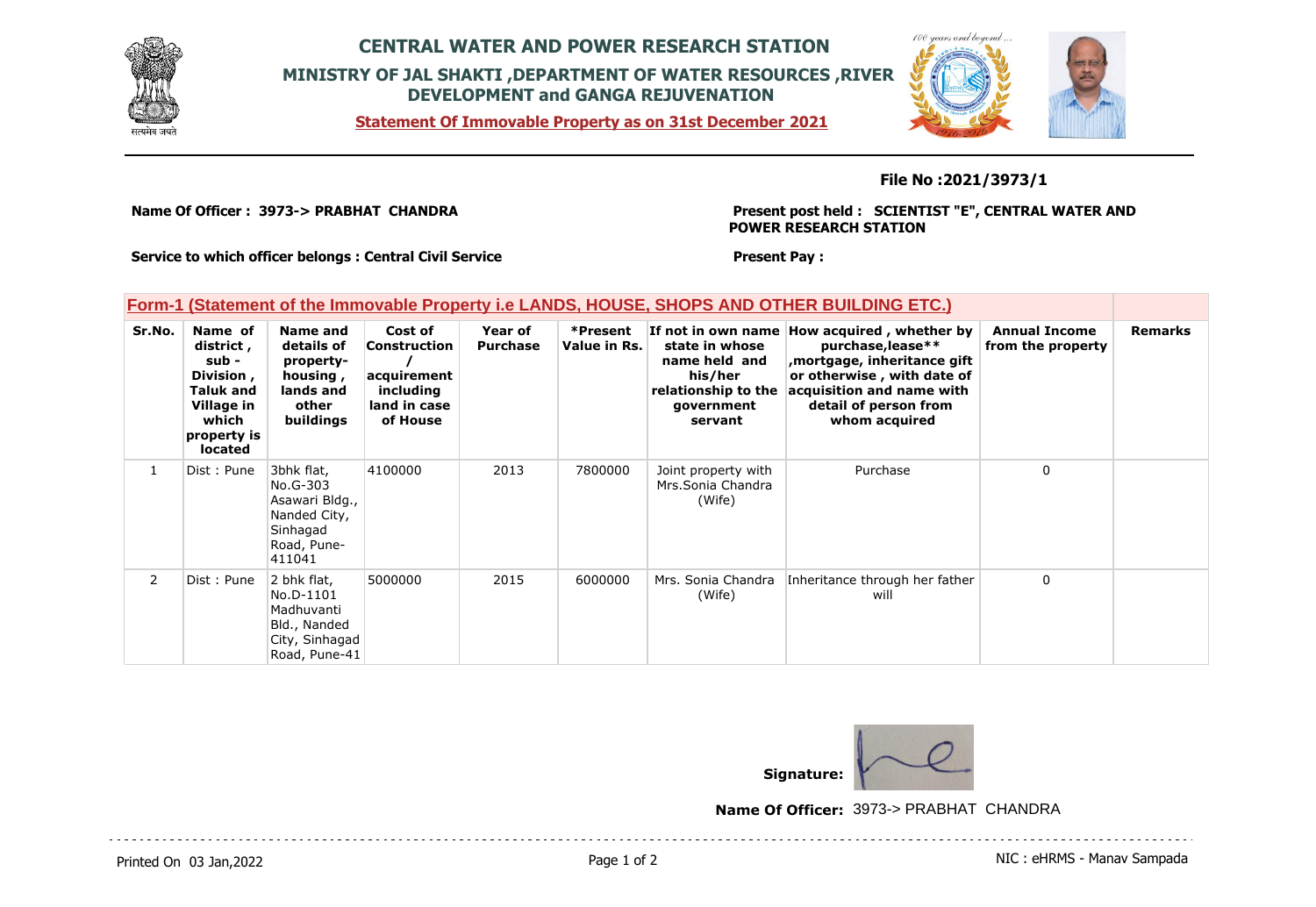# CENTRAL WATER AND POWER RESEARCH STATION

## MINISTRY OF JAL SHAKTI ,DEPARTMENT OF WATER RESOURCES ,RIVER DEVELOPMENT and GANGA REJUVENATION

**Statement Of Immovable Property as on 31st December 2021**

**File No :2021/3973/1**

**Name Of Officer : 3973-> PRABHAT CHANDRA**

**Present post held : SCIENTIST "E", CENTRAL WATER AND POWER RESEARCH STATION**

**Service to which officer belongs : Central Civil Service**

**Present Pay :**

### Form-1 (Statement of the Immovable Property i.e LANDS, HOUSE, SHOPS AND OTHER BUILDING ETC.)

| Sr.No. | Name of district , sub - Division , Taluk and Village in which property is located | Name and details of property- housing , lands and other buildings | Cost of Construction / acquirement including land in case of House | Year of Purchase | *Present Value in Rs. | If not in own name state in whose name held and his/her relationship to the government servant | How acquired , whether by purchase,lease** ,mortgage, inheritance gift or otherwise , with date of acquisition and name with detail of person from whom acquired | Annual Income from the property | Remarks |
|---|---|---|---|---|---|---|---|---|---|
| 1 | Dist : Pune | 3bhk flat, No.G-303 Asawari Bldg., Nanded City, Sinhagad Road, Pune-411041 | 4100000 | 2013 | 7800000 | Joint property with Mrs.Sonia Chandra (Wife) | Purchase | 0 | |
| 2 | Dist : Pune | 2 bhk flat, No.D-1101 Madhuvanti Bld., Nanded City, Sinhagad Road, Pune-41 | 5000000 | 2015 | 6000000 | Mrs. Sonia Chandra (Wife) | Inheritance through her father will | 0 | |

**Signature:**

**Name Of Officer:** 3973-> PRABHAT CHANDRA

Printed On 03 Jan,2022

NIC : eHRMS - Manav Sampada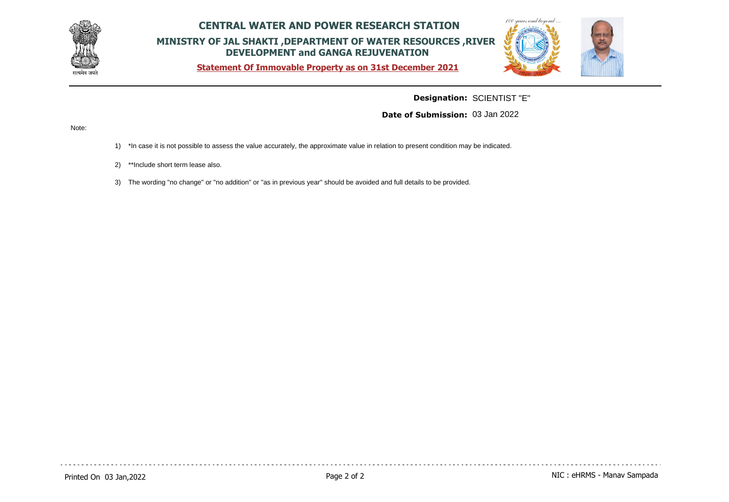# CENTRAL WATER AND POWER RESEARCH STATION

## MINISTRY OF JAL SHAKTI ,DEPARTMENT OF WATER RESOURCES ,RIVER DEVELOPMENT and GANGA REJUVENATION

**Statement Of Immovable Property as on 31st December 2021**

**Designation:** SCIENTIST "E"

**Date of Submission:** 03 Jan 2022

Note:

1) *In case it is not possible to assess the value accurately, the approximate value in relation to present condition may be indicated.
2) **Include short term lease also.
3) The wording "no change" or "no addition" or "as in previous year" should be avoided and full details to be provided.

Printed On 03 Jan,2022

NIC : eHRMS - Manav Sampada